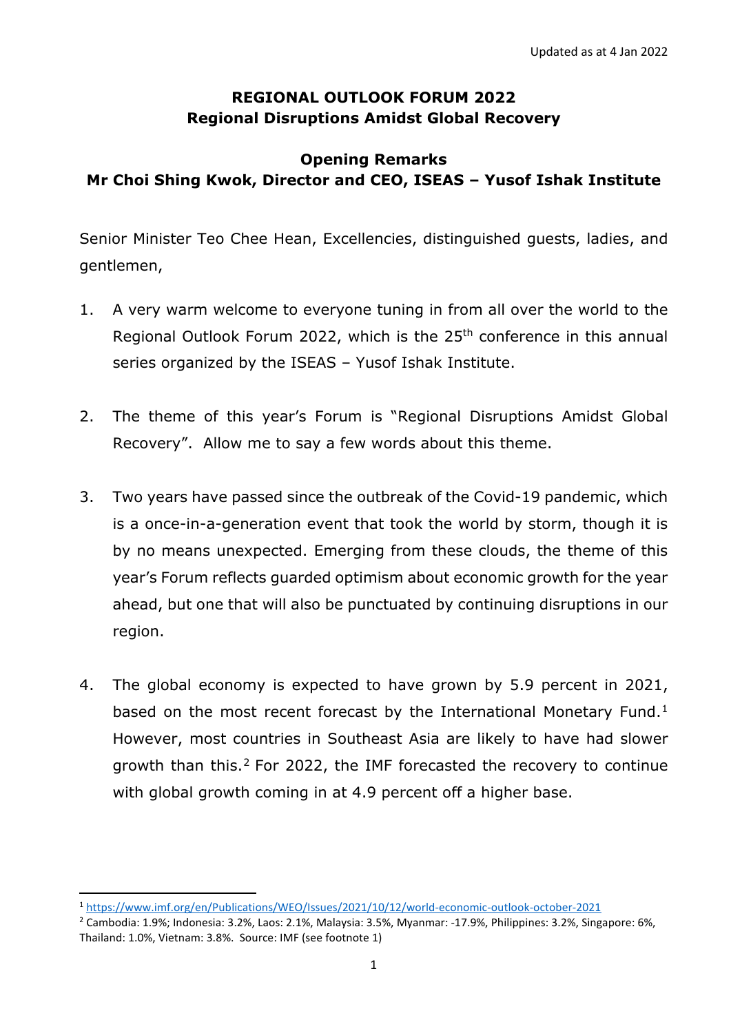Updated as at 4 Jan 2022

# REGIONAL OUTLOOK FORUM 2022
## Regional Disruptions Amidst Global Recovery

### Opening Remarks
### Mr Choi Shing Kwok, Director and CEO, ISEAS – Yusof Ishak Institute

Senior Minister Teo Chee Hean, Excellencies, distinguished guests, ladies, and gentlemen,

1. A very warm welcome to everyone tuning in from all over the world to the Regional Outlook Forum 2022, which is the 25th conference in this annual series organized by the ISEAS – Yusof Ishak Institute.

2. The theme of this year's Forum is "Regional Disruptions Amidst Global Recovery". Allow me to say a few words about this theme.

3. Two years have passed since the outbreak of the Covid-19 pandemic, which is a once-in-a-generation event that took the world by storm, though it is by no means unexpected. Emerging from these clouds, the theme of this year's Forum reflects guarded optimism about economic growth for the year ahead, but one that will also be punctuated by continuing disruptions in our region.

4. The global economy is expected to have grown by 5.9 percent in 2021, based on the most recent forecast by the International Monetary Fund.[1] However, most countries in Southeast Asia are likely to have had slower growth than this.[2] For 2022, the IMF forecasted the recovery to continue with global growth coming in at 4.9 percent off a higher base.

---

[1] https://www.imf.org/en/Publications/WEO/Issues/2021/10/12/world-economic-outlook-october-2021

[2] Cambodia: 1.9%; Indonesia: 3.2%, Laos: 2.1%, Malaysia: 3.5%, Myanmar: -17.9%, Philippines: 3.2%, Singapore: 6%, Thailand: 1.0%, Vietnam: 3.8%. Source: IMF (see footnote 1)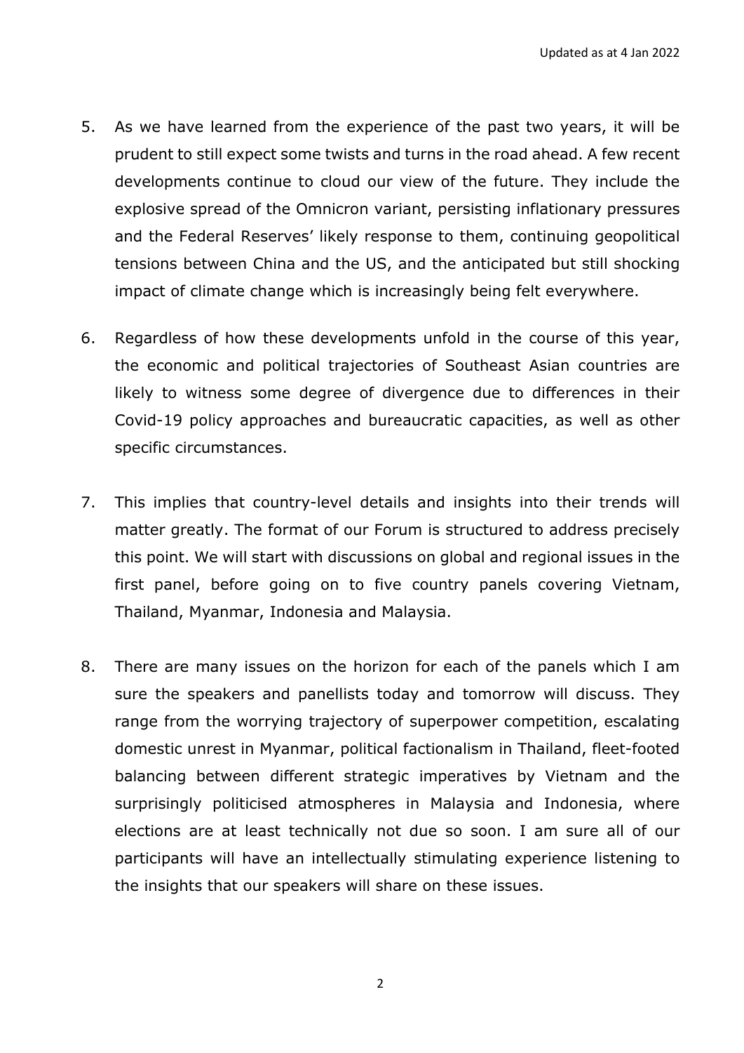5. As we have learned from the experience of the past two years, it will be prudent to still expect some twists and turns in the road ahead. A few recent developments continue to cloud our view of the future. They include the explosive spread of the Omnicron variant, persisting inflationary pressures and the Federal Reserves' likely response to them, continuing geopolitical tensions between China and the US, and the anticipated but still shocking impact of climate change which is increasingly being felt everywhere.

6. Regardless of how these developments unfold in the course of this year, the economic and political trajectories of Southeast Asian countries are likely to witness some degree of divergence due to differences in their Covid-19 policy approaches and bureaucratic capacities, as well as other specific circumstances.

7. This implies that country-level details and insights into their trends will matter greatly. The format of our Forum is structured to address precisely this point. We will start with discussions on global and regional issues in the first panel, before going on to five country panels covering Vietnam, Thailand, Myanmar, Indonesia and Malaysia.

8. There are many issues on the horizon for each of the panels which I am sure the speakers and panellists today and tomorrow will discuss. They range from the worrying trajectory of superpower competition, escalating domestic unrest in Myanmar, political factionalism in Thailand, fleet-footed balancing between different strategic imperatives by Vietnam and the surprisingly politicised atmospheres in Malaysia and Indonesia, where elections are at least technically not due so soon. I am sure all of our participants will have an intellectually stimulating experience listening to the insights that our speakers will share on these issues.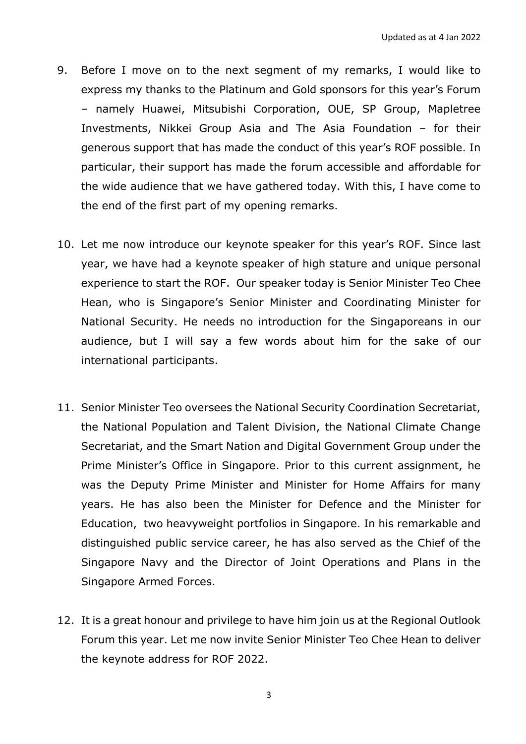9. Before I move on to the next segment of my remarks, I would like to express my thanks to the Platinum and Gold sponsors for this year's Forum – namely Huawei, Mitsubishi Corporation, OUE, SP Group, Mapletree Investments, Nikkei Group Asia and The Asia Foundation – for their generous support that has made the conduct of this year's ROF possible. In particular, their support has made the forum accessible and affordable for the wide audience that we have gathered today. With this, I have come to the end of the first part of my opening remarks.

10. Let me now introduce our keynote speaker for this year's ROF. Since last year, we have had a keynote speaker of high stature and unique personal experience to start the ROF. Our speaker today is Senior Minister Teo Chee Hean, who is Singapore's Senior Minister and Coordinating Minister for National Security. He needs no introduction for the Singaporeans in our audience, but I will say a few words about him for the sake of our international participants.

11. Senior Minister Teo oversees the National Security Coordination Secretariat, the National Population and Talent Division, the National Climate Change Secretariat, and the Smart Nation and Digital Government Group under the Prime Minister's Office in Singapore. Prior to this current assignment, he was the Deputy Prime Minister and Minister for Home Affairs for many years. He has also been the Minister for Defence and the Minister for Education, two heavyweight portfolios in Singapore. In his remarkable and distinguished public service career, he has also served as the Chief of the Singapore Navy and the Director of Joint Operations and Plans in the Singapore Armed Forces.

12. It is a great honour and privilege to have him join us at the Regional Outlook Forum this year. Let me now invite Senior Minister Teo Chee Hean to deliver the keynote address for ROF 2022.